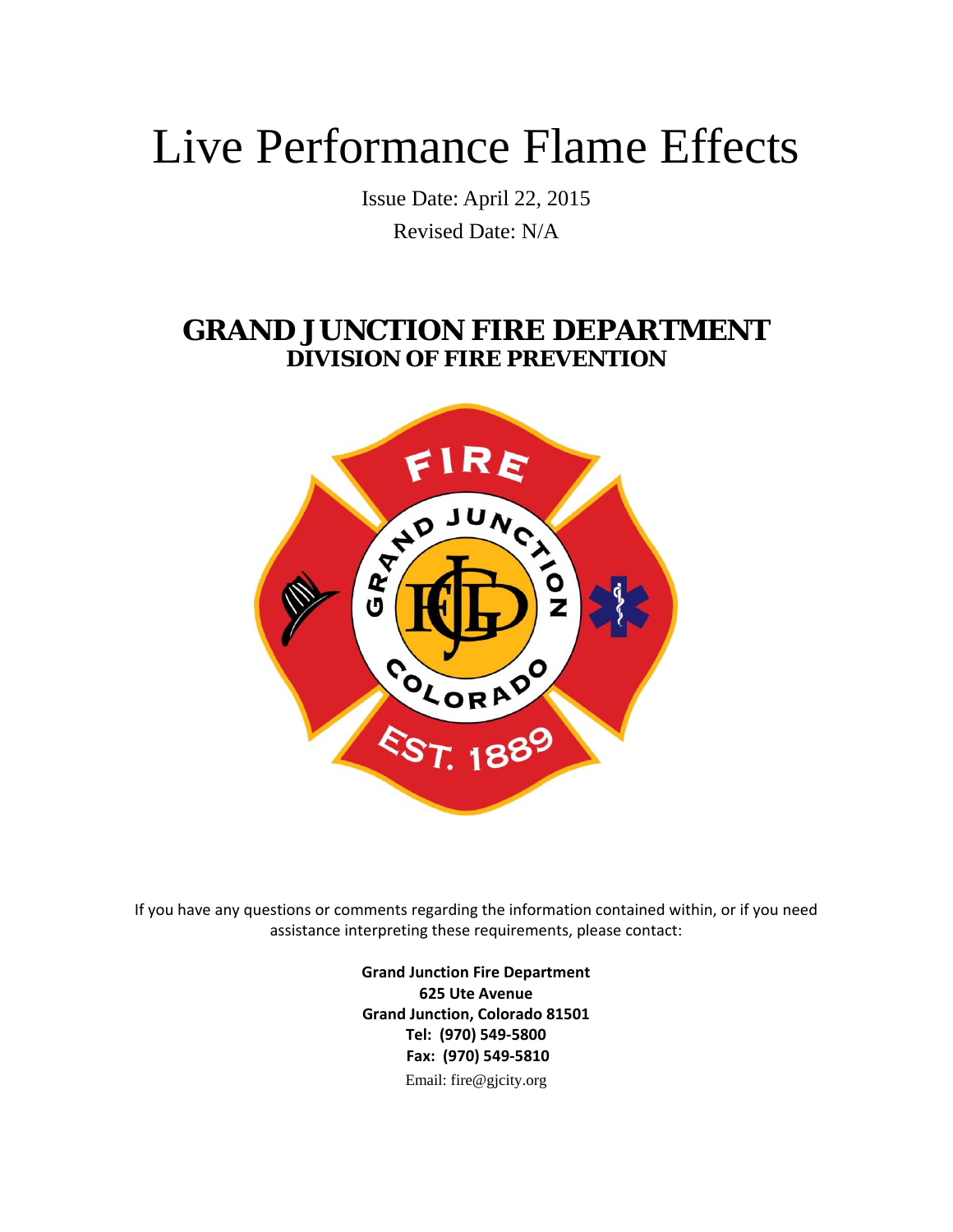# Live Performance Flame Effects

Issue Date: April 22, 2015

Revised Date: N/A

## GRAND JUNCTION FIRE DEPARTMENT
### DIVISION OF FIRE PREVENTION

If you have any questions or comments regarding the information contained within, or if you need assistance interpreting these requirements, please contact:

**Grand Junction Fire Department**
**625 Ute Avenue**
**Grand Junction, Colorado 81501**
**Tel: (970) 549-5800**
**Fax: (970) 549-5810**
Email: fire@gjcity.org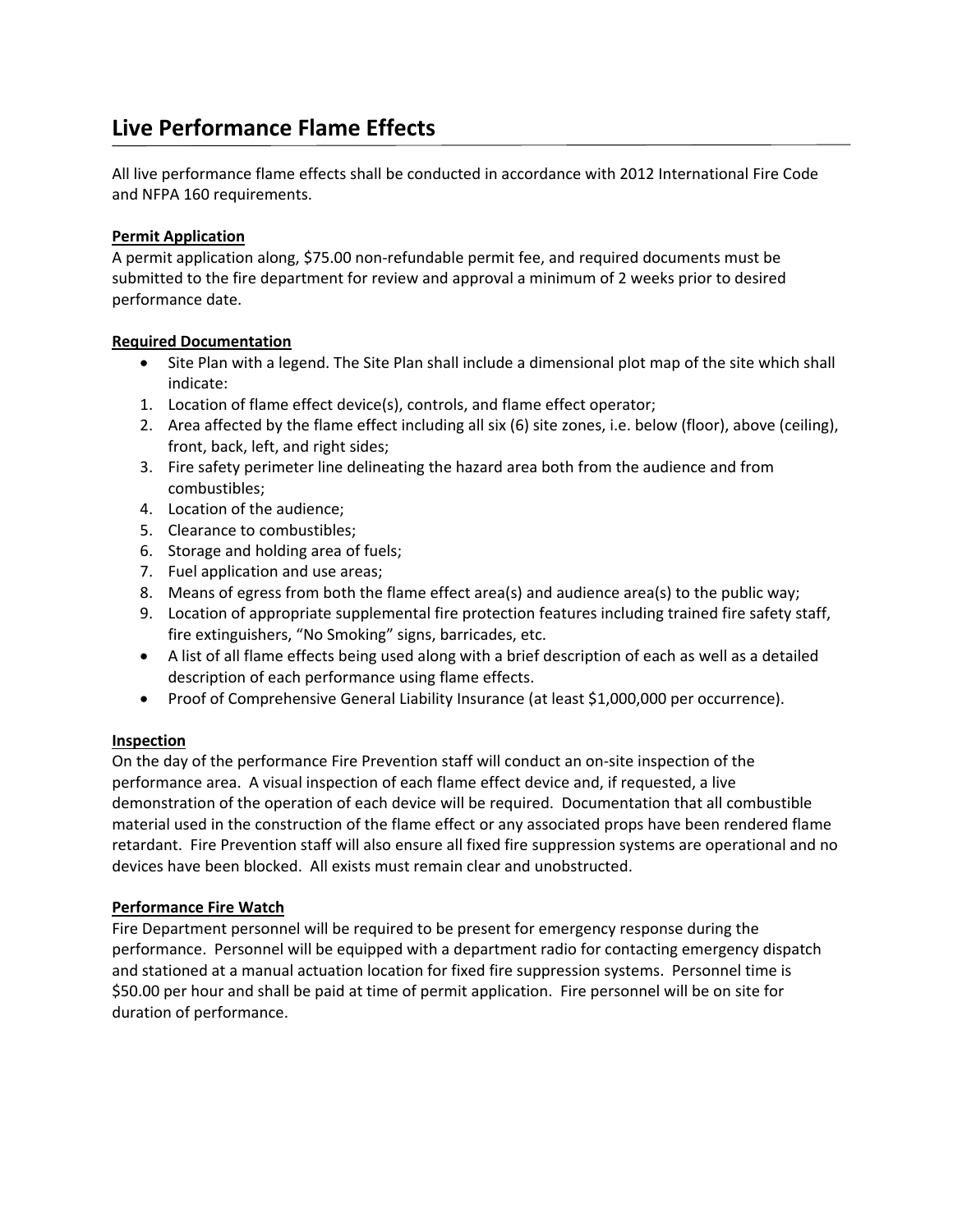# Live Performance Flame Effects

All live performance flame effects shall be conducted in accordance with 2012 International Fire Code and NFPA 160 requirements.

**Permit Application**

A permit application along, $75.00 non-refundable permit fee, and required documents must be submitted to the fire department for review and approval a minimum of 2 weeks prior to desired performance date.

**Required Documentation**

- Site Plan with a legend. The Site Plan shall include a dimensional plot map of the site which shall indicate:

1. Location of flame effect device(s), controls, and flame effect operator;
2. Area affected by the flame effect including all six (6) site zones, i.e. below (floor), above (ceiling), front, back, left, and right sides;
3. Fire safety perimeter line delineating the hazard area both from the audience and from combustibles;
4. Location of the audience;
5. Clearance to combustibles;
6. Storage and holding area of fuels;
7. Fuel application and use areas;
8. Means of egress from both the flame effect area(s) and audience area(s) to the public way;
9. Location of appropriate supplemental fire protection features including trained fire safety staff, fire extinguishers, "No Smoking" signs, barricades, etc.

- A list of all flame effects being used along with a brief description of each as well as a detailed description of each performance using flame effects.
- Proof of Comprehensive General Liability Insurance (at least $1,000,000 per occurrence).

**Inspection**

On the day of the performance Fire Prevention staff will conduct an on-site inspection of the performance area. A visual inspection of each flame effect device and, if requested, a live demonstration of the operation of each device will be required. Documentation that all combustible material used in the construction of the flame effect or any associated props have been rendered flame retardant. Fire Prevention staff will also ensure all fixed fire suppression systems are operational and no devices have been blocked. All exists must remain clear and unobstructed.

**Performance Fire Watch**

Fire Department personnel will be required to be present for emergency response during the performance. Personnel will be equipped with a department radio for contacting emergency dispatch and stationed at a manual actuation location for fixed fire suppression systems. Personnel time is $50.00 per hour and shall be paid at time of permit application. Fire personnel will be on site for duration of performance.